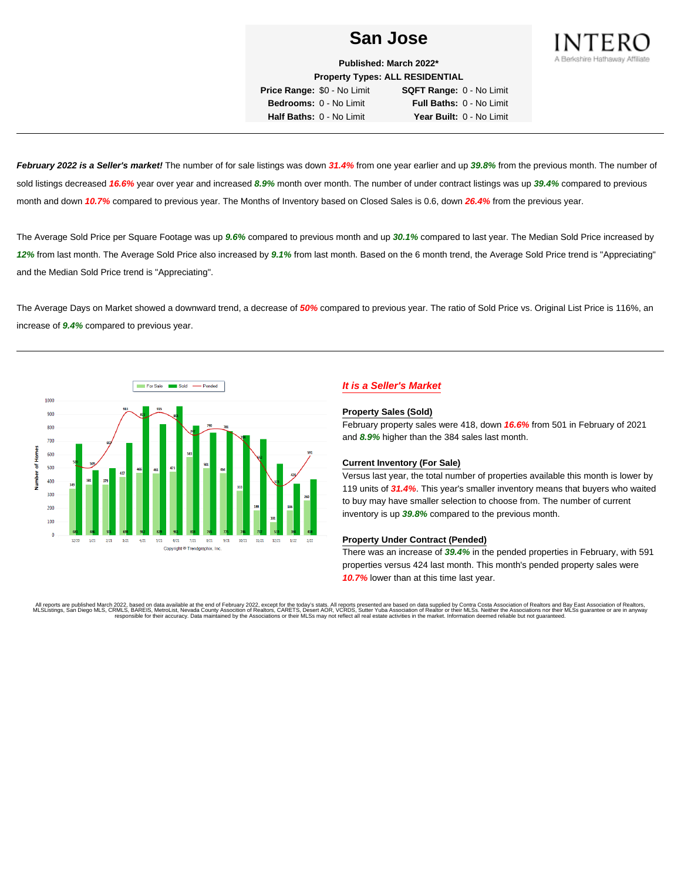# San Jose

**Published: March 2022***

**Property Types: ALL RESIDENTIAL**

| | | | |
|---|---|---|---|
| **Price Range:** | $0 - No Limit | **SQFT Range:** | 0 - No Limit |
| **Bedrooms:** | 0 - No Limit | **Full Baths:** | 0 - No Limit |
| **Half Baths:** | 0 - No Limit | **Year Built:** | 0 - No Limit |

INTERO
A Berkshire Hathaway Affiliate

---

***February 2022 is a Seller's market!*** The number of for sale listings was down ***31.4%*** from one year earlier and up ***39.8%*** from the previous month. The number of sold listings decreased ***16.6%*** year over year and increased ***8.9%*** month over month. The number of under contract listings was up ***39.4%*** compared to previous month and down ***10.7%*** compared to previous year. The Months of Inventory based on Closed Sales is 0.6, down ***26.4%*** from the previous year.

The Average Sold Price per Square Footage was up ***9.6%*** compared to previous month and up ***30.1%*** compared to last year. The Median Sold Price increased by ***12%*** from last month. The Average Sold Price also increased by ***9.1%*** from last month. Based on the 6 month trend, the Average Sold Price trend is "Appreciating" and the Median Sold Price trend is "Appreciating".

The Average Days on Market showed a downward trend, a decrease of ***50%*** compared to previous year. The ratio of Sold Price vs. Original List Price is 116%, an increase of ***9.4%*** compared to previous year.

---

| Month | For Sale | Sold | Pended |
|---|---|---|---|
| 12/20 | 349 | 681 | 520 |
| 1/21 | 381 | 486 | 509 |
| 2/21 | 379 | 501 | 662 |
| 3/21 | 437 | 690 | 913 |
| 4/21 | 466 | 962 | 872 |
| 5/21 | 461 | 829 | 915 |
| 6/21 | 473 | 961 | 861 |
| 7/21 | 583 | 818 | 747 |
| 8/21 | 501 | 765 | 790 |
| 9/21 | 464 | 778 | 781 |
| 10/21 | 333 | 746 | 736 |
| 11/21 | 188 | 717 | 595 |
| 12/21 | 101 | 533 | 372 |
| 1/22 | 186 | 384 | 424 |
| 2/22 | 260 | 418 | 591 |

Copyright © Trendgraphix, Inc.

### *It is a Seller's Market*

**Property Sales (Sold)**

February property sales were 418, down ***16.6%*** from 501 in February of 2021 and ***8.9%*** higher than the 384 sales last month.

**Current Inventory (For Sale)**

Versus last year, the total number of properties available this month is lower by 119 units of ***31.4%***. This year's smaller inventory means that buyers who waited to buy may have smaller selection to choose from. The number of current inventory is up ***39.8%*** compared to the previous month.

**Property Under Contract (Pended)**

There was an increase of ***39.4%*** in the pended properties in February, with 591 properties versus 424 last month. This month's pended property sales were ***10.7%*** lower than at this time last year.

All reports are published March 2022, based on data available at the end of February 2022, except for the today's stats. All reports presented are based on data supplied by Contra Costa Association of Realtors and Bay East Association of Realtors, MLSListings, San Diego MLS, CRMLS, BAREIS, MetroList, Nevada County Association of Realtors, CARETS, Desert AOR, VCRDS, Sutter Yuba Association of Realtor or their MLSs. Neither the Associations nor their MLSs guarantee or are in anyway responsible for their accuracy. Data maintained by the Associations or their MLSs may not reflect all real estate activities in the market. Information deemed reliable but not guaranteed.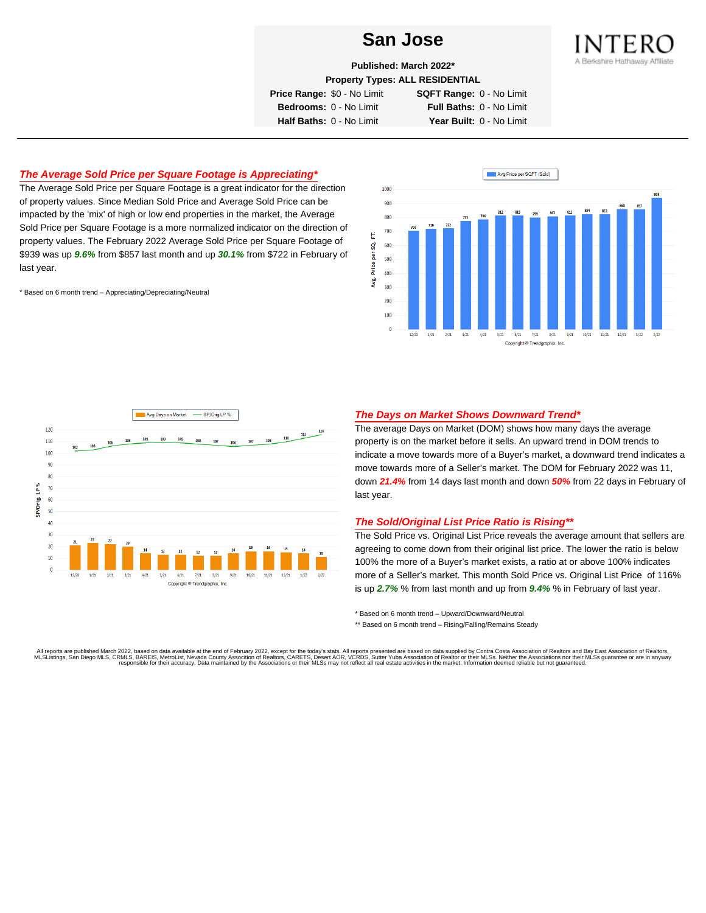# San Jose

**Published: March 2022***

**Property Types: ALL RESIDENTIAL**

| | | | |
|---|---|---|---|
| **Price Range:** | $0 - No Limit | **SQFT Range:** | 0 - No Limit |
| **Bedrooms:** | 0 - No Limit | **Full Baths:** | 0 - No Limit |
| **Half Baths:** | 0 - No Limit | **Year Built:** | 0 - No Limit |

INTERO
A Berkshire Hathaway Affiliate

## *The Average Sold Price per Square Footage is Appreciating**

The Average Sold Price per Square Footage is a great indicator for the direction of property values. Since Median Sold Price and Average Sold Price can be impacted by the 'mix' of high or low end properties in the market, the Average Sold Price per Square Footage is a more normalized indicator on the direction of property values. The February 2022 Average Sold Price per Square Footage of $939 was up ***9.6%*** from $857 last month and up ***30.1%*** from $722 in February of last year.

\* Based on 6 month trend – Appreciating/Depreciating/Neutral

Avg Price per SQFT (Sold)

| Month | 12/20 | 1/21 | 2/21 | 3/21 | 4/21 | 5/21 | 6/21 | 7/21 | 8/21 | 9/21 | 10/21 | 11/21 | 12/21 | 1/22 | 2/22 |
|---|---|---|---|---|---|---|---|---|---|---|---|---|---|---|---|
| Avg. Price per SQ. FT. | 701 | 719 | 722 | 775 | 786 | 812 | 813 | 799 | 807 | 812 | 824 | 822 | 860 | 857 | 939 |

Copyright ® Trendgraphix, Inc.

| Month | 12/20 | 1/21 | 2/21 | 3/21 | 4/21 | 5/21 | 6/21 | 7/21 | 8/21 | 9/21 | 10/21 | 11/21 | 12/21 | 1/22 | 2/22 |
|---|---|---|---|---|---|---|---|---|---|---|---|---|---|---|---|
| Avg Days on Market | 21 | 23 | 22 | 20 | 14 | 13 | 13 | 12 | 12 | 14 | 16 | 16 | 15 | 14 | 11 |
| SP/Orig LP % | 102 | 103 | 106 | 108 | 109 | 109 | 109 | 108 | 107 | 106 | 107 | 108 | 110 | 113 | 116 |

Copyright ® Trendgraphix, Inc.

## *The Days on Market Shows Downward Trend**

The average Days on Market (DOM) shows how many days the average property is on the market before it sells. An upward trend in DOM trends to indicate a move towards more of a Buyer's market, a downward trend indicates a move towards more of a Seller's market. The DOM for February 2022 was 11, down ***21.4%*** from 14 days last month and down ***50%*** from 22 days in February of last year.

## *The Sold/Original List Price Ratio is Rising***

The Sold Price vs. Original List Price reveals the average amount that sellers are agreeing to come down from their original list price. The lower the ratio is below 100% the more of a Buyer's market exists, a ratio at or above 100% indicates more of a Seller's market. This month Sold Price vs. Original List Price of 116% is up ***2.7%*** % from last month and up from ***9.4%*** % in February of last year.

\* Based on 6 month trend – Upward/Downward/Neutral

\*\* Based on 6 month trend – Rising/Falling/Remains Steady

All reports are published March 2022, based on data available at the end of February 2022, except for the today's stats. All reports presented are based on data supplied by Contra Costa Association of Realtors and Bay East Association of Realtors, MLSListings, San Diego MLS, CRMLS, BAREIS, MetroList, Nevada County Association of Realtors, CARETS, Desert AOR, VCRDS, Sutter Yuba Association of Realtor or their MLSs. Neither the Associations nor their MLSs guarantee or are in anyway responsible for their accuracy. Data maintained by the Associations or their MLSs may not reflect all real estate activities in the market. Information deemed reliable but not guaranteed.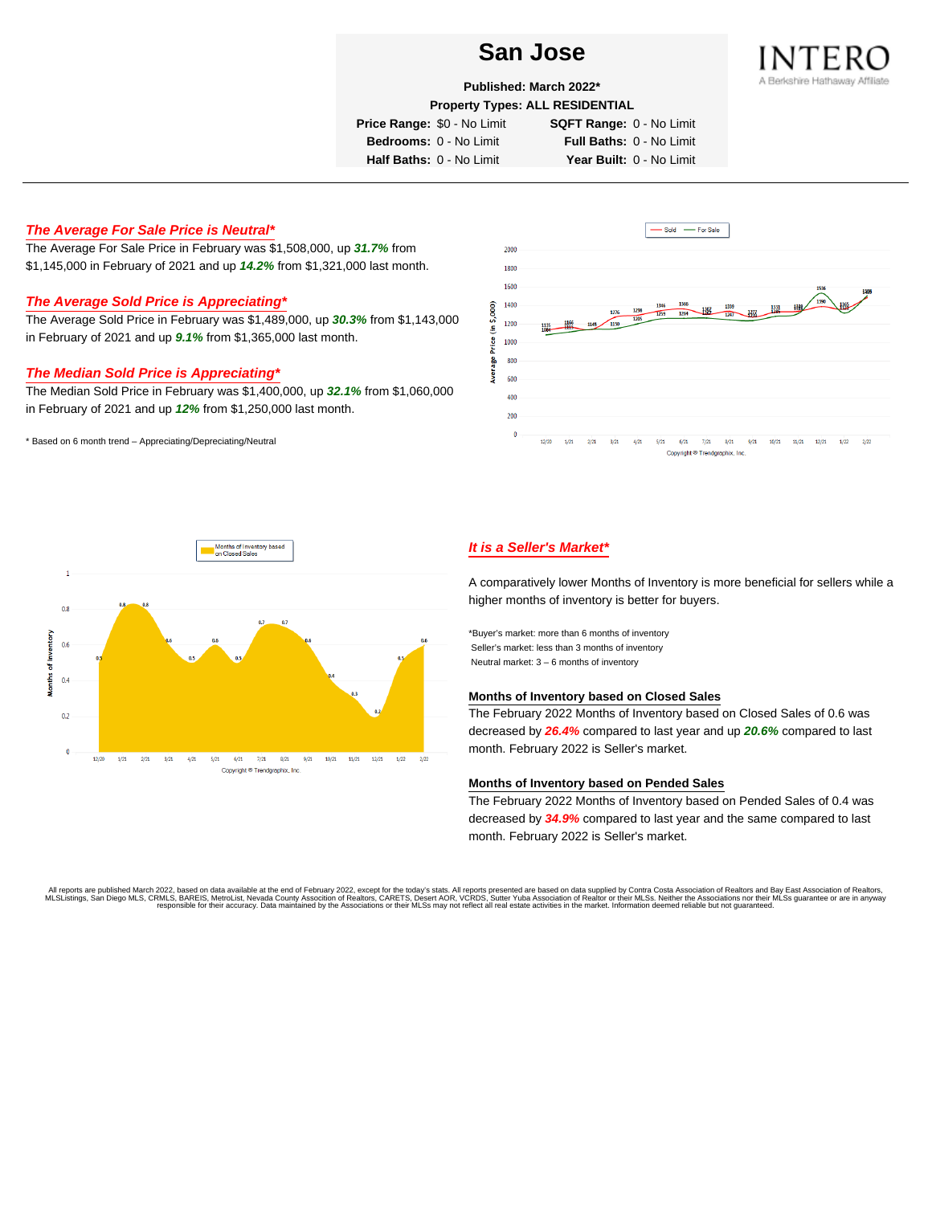# San Jose

**Published: March 2022***

**Property Types: ALL RESIDENTIAL**

| | | | |
|---|---|---|---|
| **Price Range:** | $0 - No Limit | **SQFT Range:** | 0 - No Limit |
| **Bedrooms:** | 0 - No Limit | **Full Baths:** | 0 - No Limit |
| **Half Baths:** | 0 - No Limit | **Year Built:** | 0 - No Limit |

INTERO
A Berkshire Hathaway Affiliate

## *The Average For Sale Price is Neutral**

The Average For Sale Price in February was $1,508,000, up ***31.7%*** from $1,145,000 in February of 2021 and up ***14.2%*** from $1,321,000 last month.

## *The Average Sold Price is Appreciating**

The Average Sold Price in February was $1,489,000, up ***30.3%*** from $1,143,000 in February of 2021 and up ***9.1%*** from $1,365,000 last month.

## *The Median Sold Price is Appreciating**

The Median Sold Price in February was $1,400,000, up ***32.1%*** from $1,060,000 in February of 2021 and up ***12%*** from $1,250,000 last month.

\* Based on 6 month trend – Appreciating/Depreciating/Neutral

## *It is a Seller's Market**

A comparatively lower Months of Inventory is more beneficial for sellers while a higher months of inventory is better for buyers.

\*Buyer's market: more than 6 months of inventory
Seller's market: less than 3 months of inventory
Neutral market: 3 – 6 months of inventory

### Months of Inventory based on Closed Sales

The February 2022 Months of Inventory based on Closed Sales of 0.6 was decreased by ***26.4%*** compared to last year and up ***20.6%*** compared to last month. February 2022 is Seller's market.

### Months of Inventory based on Pended Sales

The February 2022 Months of Inventory based on Pended Sales of 0.4 was decreased by ***34.9%*** compared to last year and the same compared to last month. February 2022 is Seller's market.

All reports are published March 2022, based on data available at the end of February 2022, except for the today's stats. All reports presented are based on data supplied by Contra Costa Association of Realtors and Bay East Association of Realtors, MLSListings, San Diego MLS, CRMLS, BAREIS, MetroList, Nevada County Association of Realtors, CARETS, Desert AOR, VCRDS, Sutter Yuba Association of Realtor or their MLSs. Neither the Associations nor their MLSs guarantee or are in anyway responsible for their accuracy. Data maintained by the Associations or their MLSs may not reflect all real estate activities in the market. Information deemed reliable but not guaranteed.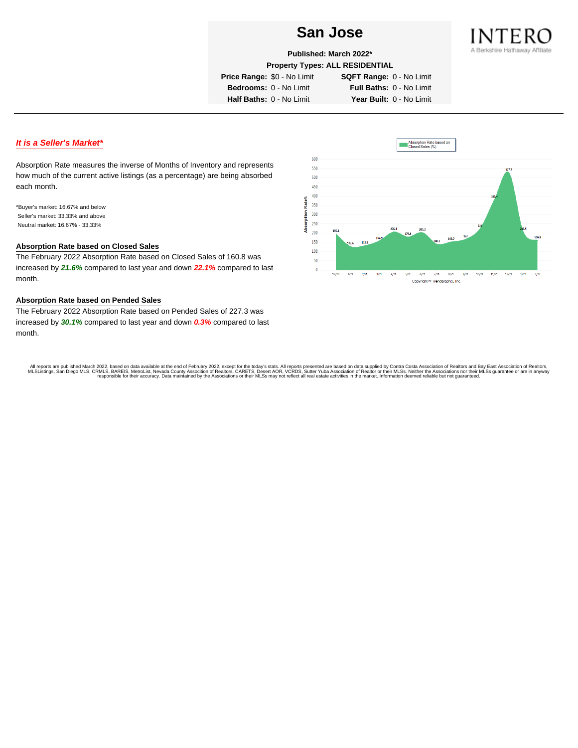# San Jose

INTERO
A Berkshire Hathaway Affiliate

**Published: March 2022***

**Property Types: ALL RESIDENTIAL**

**Price Range:** $0 - No Limit **SQFT Range:** 0 - No Limit
**Bedrooms:** 0 - No Limit **Full Baths:** 0 - No Limit
**Half Baths:** 0 - No Limit **Year Built:** 0 - No Limit

## *It is a Seller's Market**

Absorption Rate measures the inverse of Months of Inventory and represents how much of the current active listings (as a percentage) are being absorbed each month.

*Buyer's market: 16.67% and below
Seller's market: 33.33% and above
Neutral market: 16.67% - 33.33%

### Absorption Rate based on Closed Sales

The February 2022 Absorption Rate based on Closed Sales of 160.8 was increased by ***21.6%*** compared to last year and down ***22.1%*** compared to last month.

### Absorption Rate based on Pended Sales

The February 2022 Absorption Rate based on Pended Sales of 227.3 was increased by ***30.1%*** compared to last year and down ***0.3%*** compared to last month.

Absorption Rate based on Closed Sales (%)

Absorption Rate%

600
550
500
450
400
350
300
250
200
150
100
50
0

195.1
127.6
132.2
157.9
206.4
179.8
205.2
140.3
152.7
167
224
381.4
527.7
206.5
160.8

12/20 1/21 2/21 3/21 4/21 5/21 6/21 7/21 8/21 9/21 10/21 11/21 12/21 1/22 2/22

Copyright ® Trendgraphix, Inc.

All reports are published March 2022, based on data available at the end of February 2022, except for the today's stats. All reports presented are based on data supplied by Contra Costa Association of Realtors and Bay East Association of Realtors, MLSListings, San Diego MLS, CRMLS, BAREIS, MetroList, Nevada County Association of Realtors, CARETS, Desert AOR, VCRDS, Sutter Yuba Association of Realtor or their MLSs. Neither the Associations nor their MLSs guarantee or are in anyway responsible for their accuracy. Data maintained by the Associations or their MLSs may not reflect all real estate activities in the market. Information deemed reliable but not guaranteed.